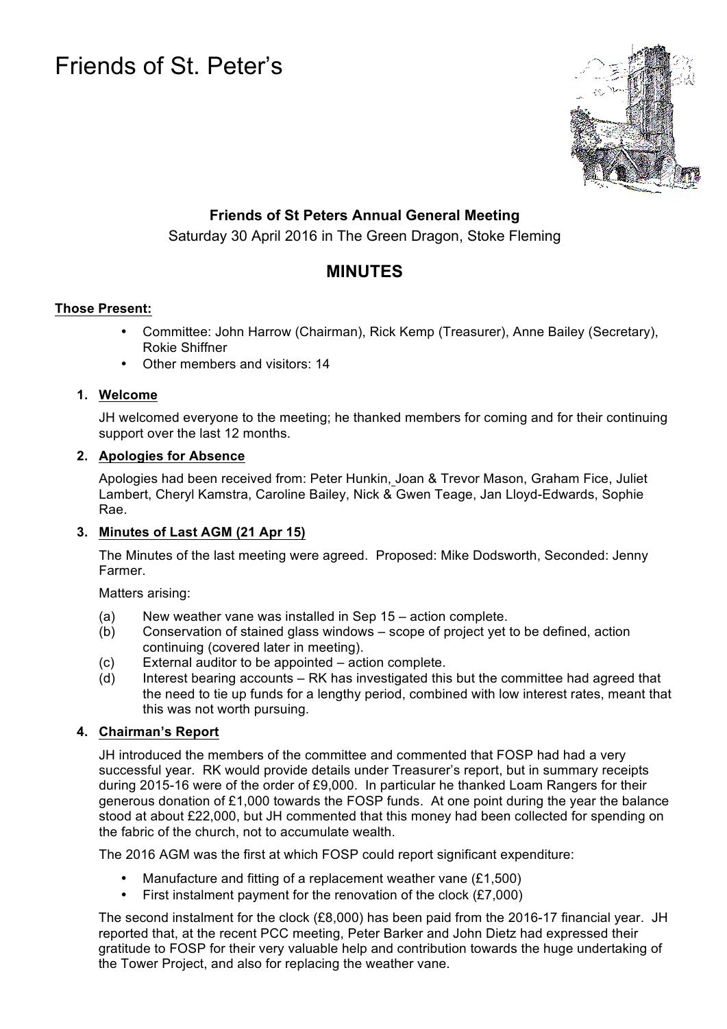# Friends of St. Peter's

**Friends of St Peters Annual General Meeting**

Saturday 30 April 2016 in The Green Dragon, Stoke Fleming

## MINUTES

**Those Present:**

- Committee: John Harrow (Chairman), Rick Kemp (Treasurer), Anne Bailey (Secretary), Rokie Shiffner
- Other members and visitors: 14

1. **Welcome**

   JH welcomed everyone to the meeting; he thanked members for coming and for their continuing support over the last 12 months.

2. **Apologies for Absence**

   Apologies had been received from: Peter Hunkin, Joan & Trevor Mason, Graham Fice, Juliet Lambert, Cheryl Kamstra, Caroline Bailey, Nick & Gwen Teage, Jan Lloyd-Edwards, Sophie Rae.

3. **Minutes of Last AGM (21 Apr 15)**

   The Minutes of the last meeting were agreed. Proposed: Mike Dodsworth, Seconded: Jenny Farmer.

   Matters arising:

   (a) New weather vane was installed in Sep 15 – action complete.
   (b) Conservation of stained glass windows – scope of project yet to be defined, action continuing (covered later in meeting).
   (c) External auditor to be appointed – action complete.
   (d) Interest bearing accounts – RK has investigated this but the committee had agreed that the need to tie up funds for a lengthy period, combined with low interest rates, meant that this was not worth pursuing.

4. **Chairman's Report**

   JH introduced the members of the committee and commented that FOSP had had a very successful year. RK would provide details under Treasurer's report, but in summary receipts during 2015-16 were of the order of £9,000. In particular he thanked Loam Rangers for their generous donation of £1,000 towards the FOSP funds. At one point during the year the balance stood at about £22,000, but JH commented that this money had been collected for spending on the fabric of the church, not to accumulate wealth.

   The 2016 AGM was the first at which FOSP could report significant expenditure:

   - Manufacture and fitting of a replacement weather vane (£1,500)
   - First instalment payment for the renovation of the clock (£7,000)

   The second instalment for the clock (£8,000) has been paid from the 2016-17 financial year. JH reported that, at the recent PCC meeting, Peter Barker and John Dietz had expressed their gratitude to FOSP for their very valuable help and contribution towards the huge undertaking of the Tower Project, and also for replacing the weather vane.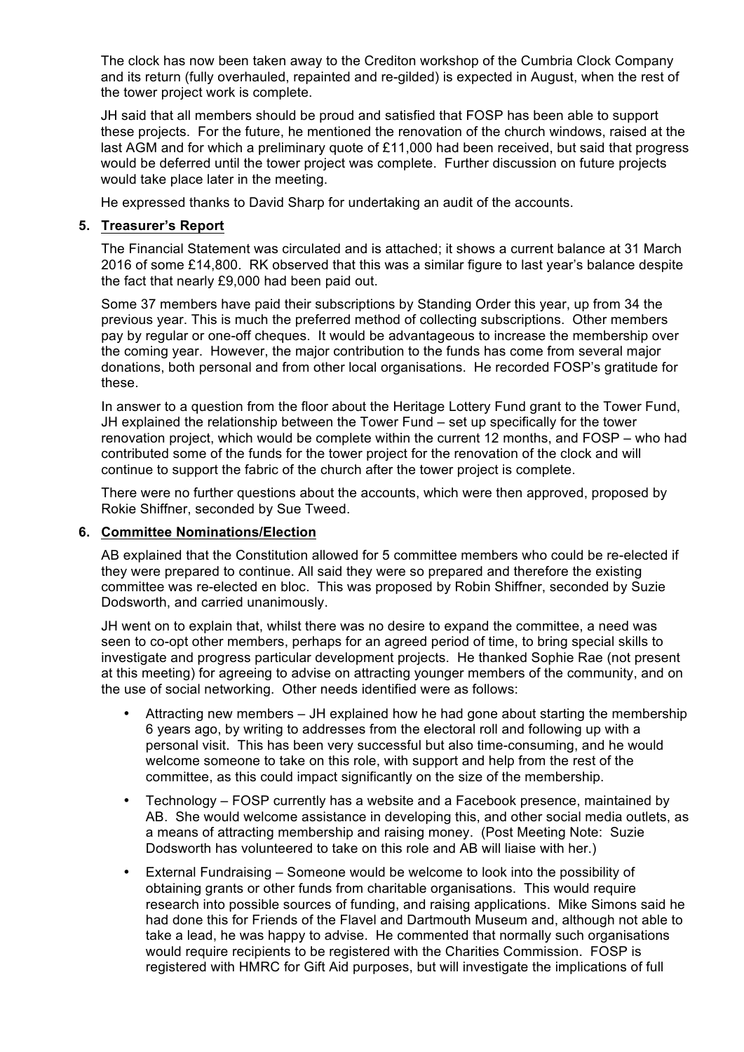The clock has now been taken away to the Crediton workshop of the Cumbria Clock Company and its return (fully overhauled, repainted and re-gilded) is expected in August, when the rest of the tower project work is complete.

JH said that all members should be proud and satisfied that FOSP has been able to support these projects. For the future, he mentioned the renovation of the church windows, raised at the last AGM and for which a preliminary quote of £11,000 had been received, but said that progress would be deferred until the tower project was complete. Further discussion on future projects would take place later in the meeting.

He expressed thanks to David Sharp for undertaking an audit of the accounts.

**5. Treasurer's Report**

The Financial Statement was circulated and is attached; it shows a current balance at 31 March 2016 of some £14,800. RK observed that this was a similar figure to last year's balance despite the fact that nearly £9,000 had been paid out.

Some 37 members have paid their subscriptions by Standing Order this year, up from 34 the previous year. This is much the preferred method of collecting subscriptions. Other members pay by regular or one-off cheques. It would be advantageous to increase the membership over the coming year. However, the major contribution to the funds has come from several major donations, both personal and from other local organisations. He recorded FOSP's gratitude for these.

In answer to a question from the floor about the Heritage Lottery Fund grant to the Tower Fund, JH explained the relationship between the Tower Fund – set up specifically for the tower renovation project, which would be complete within the current 12 months, and FOSP – who had contributed some of the funds for the tower project for the renovation of the clock and will continue to support the fabric of the church after the tower project is complete.

There were no further questions about the accounts, which were then approved, proposed by Rokie Shiffner, seconded by Sue Tweed.

**6. Committee Nominations/Election**

AB explained that the Constitution allowed for 5 committee members who could be re-elected if they were prepared to continue. All said they were so prepared and therefore the existing committee was re-elected en bloc. This was proposed by Robin Shiffner, seconded by Suzie Dodsworth, and carried unanimously.

JH went on to explain that, whilst there was no desire to expand the committee, a need was seen to co-opt other members, perhaps for an agreed period of time, to bring special skills to investigate and progress particular development projects. He thanked Sophie Rae (not present at this meeting) for agreeing to advise on attracting younger members of the community, and on the use of social networking. Other needs identified were as follows:

- Attracting new members – JH explained how he had gone about starting the membership 6 years ago, by writing to addresses from the electoral roll and following up with a personal visit. This has been very successful but also time-consuming, and he would welcome someone to take on this role, with support and help from the rest of the committee, as this could impact significantly on the size of the membership.
- Technology – FOSP currently has a website and a Facebook presence, maintained by AB. She would welcome assistance in developing this, and other social media outlets, as a means of attracting membership and raising money. (Post Meeting Note: Suzie Dodsworth has volunteered to take on this role and AB will liaise with her.)
- External Fundraising – Someone would be welcome to look into the possibility of obtaining grants or other funds from charitable organisations. This would require research into possible sources of funding, and raising applications. Mike Simons said he had done this for Friends of the Flavel and Dartmouth Museum and, although not able to take a lead, he was happy to advise. He commented that normally such organisations would require recipients to be registered with the Charities Commission. FOSP is registered with HMRC for Gift Aid purposes, but will investigate the implications of full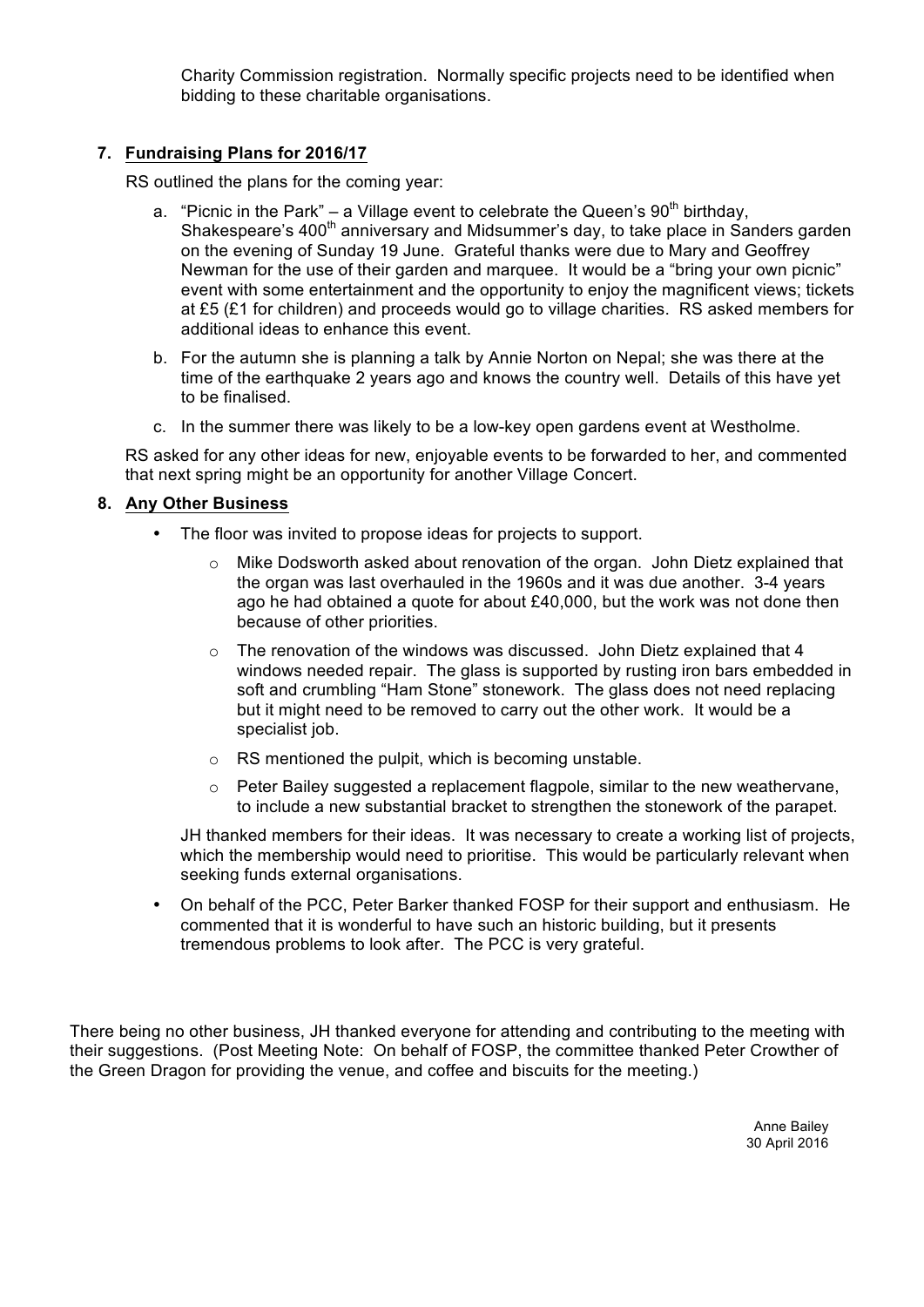Charity Commission registration. Normally specific projects need to be identified when bidding to these charitable organisations.

## 7. Fundraising Plans for 2016/17

RS outlined the plans for the coming year:

a. "Picnic in the Park" – a Village event to celebrate the Queen's 90th birthday, Shakespeare's 400th anniversary and Midsummer's day, to take place in Sanders garden on the evening of Sunday 19 June. Grateful thanks were due to Mary and Geoffrey Newman for the use of their garden and marquee. It would be a "bring your own picnic" event with some entertainment and the opportunity to enjoy the magnificent views; tickets at £5 (£1 for children) and proceeds would go to village charities. RS asked members for additional ideas to enhance this event.

b. For the autumn she is planning a talk by Annie Norton on Nepal; she was there at the time of the earthquake 2 years ago and knows the country well. Details of this have yet to be finalised.

c. In the summer there was likely to be a low-key open gardens event at Westholme.

RS asked for any other ideas for new, enjoyable events to be forwarded to her, and commented that next spring might be an opportunity for another Village Concert.

## 8. Any Other Business

- The floor was invited to propose ideas for projects to support.
  - Mike Dodsworth asked about renovation of the organ. John Dietz explained that the organ was last overhauled in the 1960s and it was due another. 3-4 years ago he had obtained a quote for about £40,000, but the work was not done then because of other priorities.
  - The renovation of the windows was discussed. John Dietz explained that 4 windows needed repair. The glass is supported by rusting iron bars embedded in soft and crumbling "Ham Stone" stonework. The glass does not need replacing but it might need to be removed to carry out the other work. It would be a specialist job.
  - RS mentioned the pulpit, which is becoming unstable.
  - Peter Bailey suggested a replacement flagpole, similar to the new weathervane, to include a new substantial bracket to strengthen the stonework of the parapet.

  JH thanked members for their ideas. It was necessary to create a working list of projects, which the membership would need to prioritise. This would be particularly relevant when seeking funds external organisations.

- On behalf of the PCC, Peter Barker thanked FOSP for their support and enthusiasm. He commented that it is wonderful to have such an historic building, but it presents tremendous problems to look after. The PCC is very grateful.

There being no other business, JH thanked everyone for attending and contributing to the meeting with their suggestions. (Post Meeting Note: On behalf of FOSP, the committee thanked Peter Crowther of the Green Dragon for providing the venue, and coffee and biscuits for the meeting.)

Anne Bailey
30 April 2016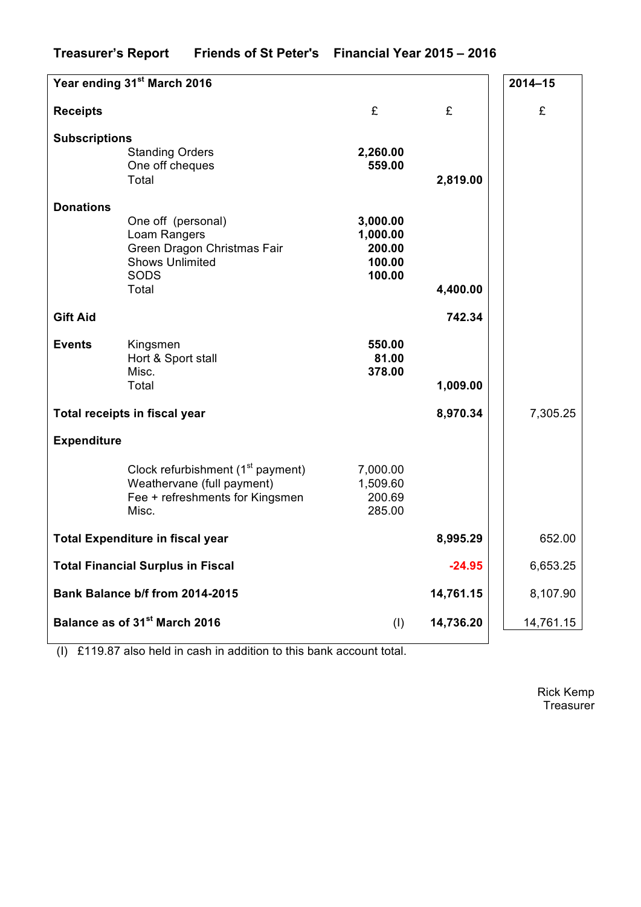**Treasurer's Report Friends of St Peter's Financial Year 2015 – 2016**

| Year ending 31st March 2016 | | | | 2014–15 |
|---|---|---|---|---|
| **Receipts** | | £ | £ | £ |
| **Subscriptions** | | | | |
| | Standing Orders | **2,260.00** | | |
| | One off cheques | **559.00** | | |
| | Total | | **2,819.00** | |
| **Donations** | | | | |
| | One off (personal) | **3,000.00** | | |
| | Loam Rangers | **1,000.00** | | |
| | Green Dragon Christmas Fair | **200.00** | | |
| | Shows Unlimited | **100.00** | | |
| | SODS | **100.00** | | |
| | Total | | **4,400.00** | |
| **Gift Aid** | | | **742.34** | |
| **Events** | Kingsmen | **550.00** | | |
| | Hort & Sport stall | **81.00** | | |
| | Misc. | **378.00** | | |
| | Total | | **1,009.00** | |
| **Total receipts in fiscal year** | | | **8,970.34** | 7,305.25 |
| **Expenditure** | | | | |
| | Clock refurbishment (1st payment) | 7,000.00 | | |
| | Weathervane (full payment) | 1,509.60 | | |
| | Fee + refreshments for Kingsmen | 200.69 | | |
| | Misc. | 285.00 | | |
| **Total Expenditure in fiscal year** | | | **8,995.29** | 652.00 |
| **Total Financial Surplus in Fiscal** | | | **-24.95** | 6,653.25 |
| **Bank Balance b/f from 2014-2015** | | | **14,761.15** | 8,107.90 |
| **Balance as of 31st March 2016** | | (I) | **14,736.20** | 14,761.15 |

(I) £119.87 also held in cash in addition to this bank account total.

Rick Kemp
Treasurer